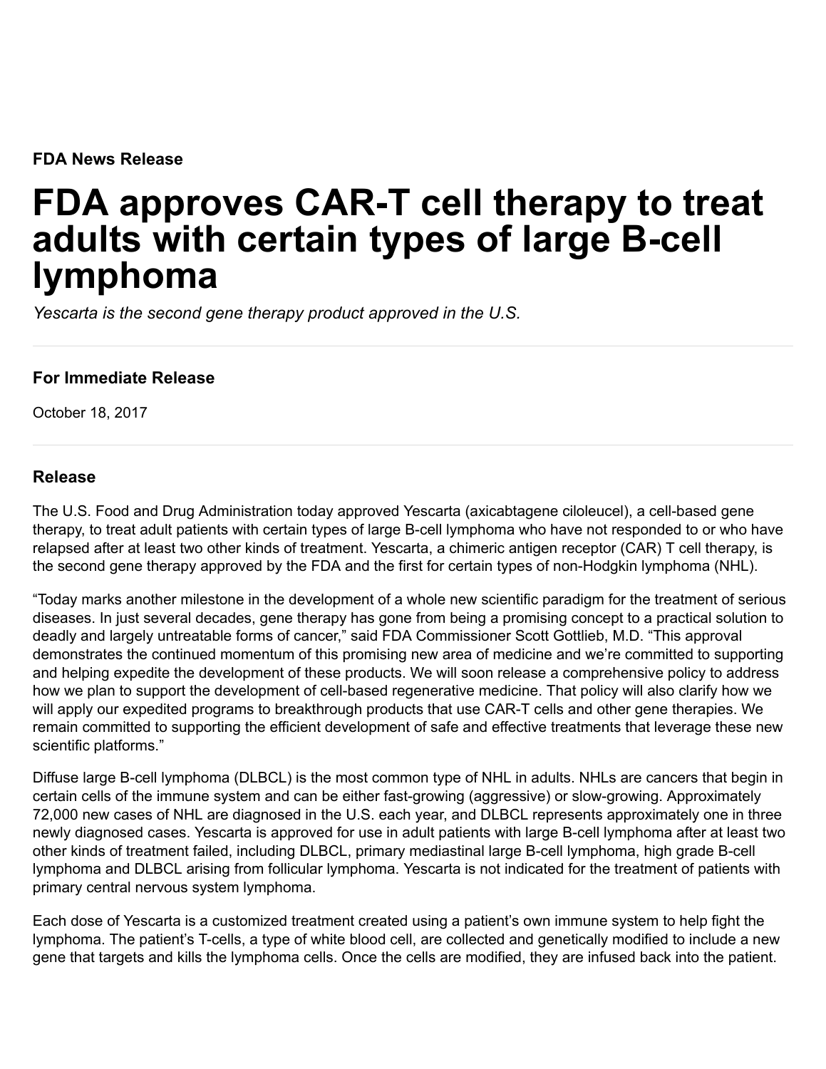**FDA News Release**

# FDA approves CAR-T cell therapy to treat adults with certain types of large B-cell lymphoma

*Yescarta is the second gene therapy product approved in the U.S.*

---

### For Immediate Release

October 18, 2017

---

### Release

The U.S. Food and Drug Administration today approved Yescarta (axicabtagene ciloleucel), a cell-based gene therapy, to treat adult patients with certain types of large B-cell lymphoma who have not responded to or who have relapsed after at least two other kinds of treatment. Yescarta, a chimeric antigen receptor (CAR) T cell therapy, is the second gene therapy approved by the FDA and the first for certain types of non-Hodgkin lymphoma (NHL).

"Today marks another milestone in the development of a whole new scientific paradigm for the treatment of serious diseases. In just several decades, gene therapy has gone from being a promising concept to a practical solution to deadly and largely untreatable forms of cancer," said FDA Commissioner Scott Gottlieb, M.D. "This approval demonstrates the continued momentum of this promising new area of medicine and we're committed to supporting and helping expedite the development of these products. We will soon release a comprehensive policy to address how we plan to support the development of cell-based regenerative medicine. That policy will also clarify how we will apply our expedited programs to breakthrough products that use CAR-T cells and other gene therapies. We remain committed to supporting the efficient development of safe and effective treatments that leverage these new scientific platforms."

Diffuse large B-cell lymphoma (DLBCL) is the most common type of NHL in adults. NHLs are cancers that begin in certain cells of the immune system and can be either fast-growing (aggressive) or slow-growing. Approximately 72,000 new cases of NHL are diagnosed in the U.S. each year, and DLBCL represents approximately one in three newly diagnosed cases. Yescarta is approved for use in adult patients with large B-cell lymphoma after at least two other kinds of treatment failed, including DLBCL, primary mediastinal large B-cell lymphoma, high grade B-cell lymphoma and DLBCL arising from follicular lymphoma. Yescarta is not indicated for the treatment of patients with primary central nervous system lymphoma.

Each dose of Yescarta is a customized treatment created using a patient's own immune system to help fight the lymphoma. The patient's T-cells, a type of white blood cell, are collected and genetically modified to include a new gene that targets and kills the lymphoma cells. Once the cells are modified, they are infused back into the patient.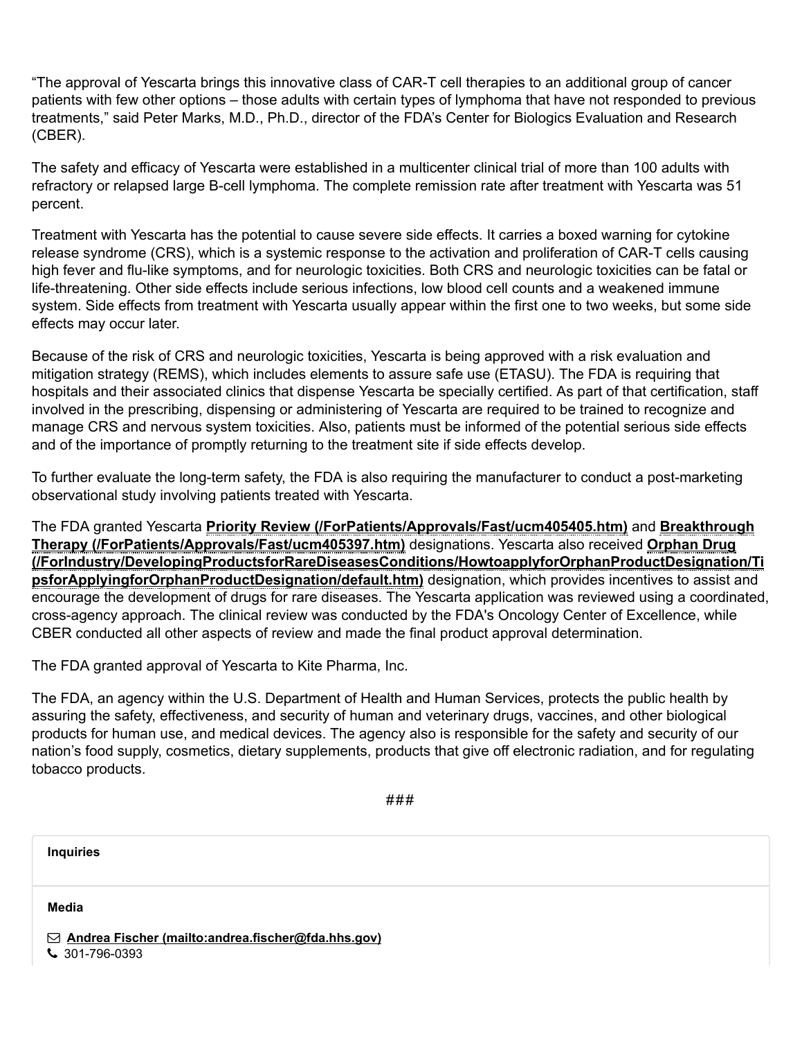"The approval of Yescarta brings this innovative class of CAR-T cell therapies to an additional group of cancer patients with few other options – those adults with certain types of lymphoma that have not responded to previous treatments," said Peter Marks, M.D., Ph.D., director of the FDA's Center for Biologics Evaluation and Research (CBER).

The safety and efficacy of Yescarta were established in a multicenter clinical trial of more than 100 adults with refractory or relapsed large B-cell lymphoma. The complete remission rate after treatment with Yescarta was 51 percent.

Treatment with Yescarta has the potential to cause severe side effects. It carries a boxed warning for cytokine release syndrome (CRS), which is a systemic response to the activation and proliferation of CAR-T cells causing high fever and flu-like symptoms, and for neurologic toxicities. Both CRS and neurologic toxicities can be fatal or life-threatening. Other side effects include serious infections, low blood cell counts and a weakened immune system. Side effects from treatment with Yescarta usually appear within the first one to two weeks, but some side effects may occur later.

Because of the risk of CRS and neurologic toxicities, Yescarta is being approved with a risk evaluation and mitigation strategy (REMS), which includes elements to assure safe use (ETASU). The FDA is requiring that hospitals and their associated clinics that dispense Yescarta be specially certified. As part of that certification, staff involved in the prescribing, dispensing or administering of Yescarta are required to be trained to recognize and manage CRS and nervous system toxicities. Also, patients must be informed of the potential serious side effects and of the importance of promptly returning to the treatment site if side effects develop.

To further evaluate the long-term safety, the FDA is also requiring the manufacturer to conduct a post-marketing observational study involving patients treated with Yescarta.

The FDA granted Yescarta **Priority Review (/ForPatients/Approvals/Fast/ucm405405.htm)** and **Breakthrough Therapy (/ForPatients/Approvals/Fast/ucm405397.htm)** designations. Yescarta also received **Orphan Drug (/ForIndustry/DevelopingProductsforRareDiseasesConditions/HowtoapplyforOrphanProductDesignation/TipsforApplyingforOrphanProductDesignation/default.htm)** designation, which provides incentives to assist and encourage the development of drugs for rare diseases. The Yescarta application was reviewed using a coordinated, cross-agency approach. The clinical review was conducted by the FDA's Oncology Center of Excellence, while CBER conducted all other aspects of review and made the final product approval determination.

The FDA granted approval of Yescarta to Kite Pharma, Inc.

The FDA, an agency within the U.S. Department of Health and Human Services, protects the public health by assuring the safety, effectiveness, and security of human and veterinary drugs, vaccines, and other biological products for human use, and medical devices. The agency also is responsible for the safety and security of our nation's food supply, cosmetics, dietary supplements, products that give off electronic radiation, and for regulating tobacco products.

###

**Inquiries**

**Media**

**Andrea Fischer (mailto:andrea.fischer@fda.hhs.gov)**
301-796-0393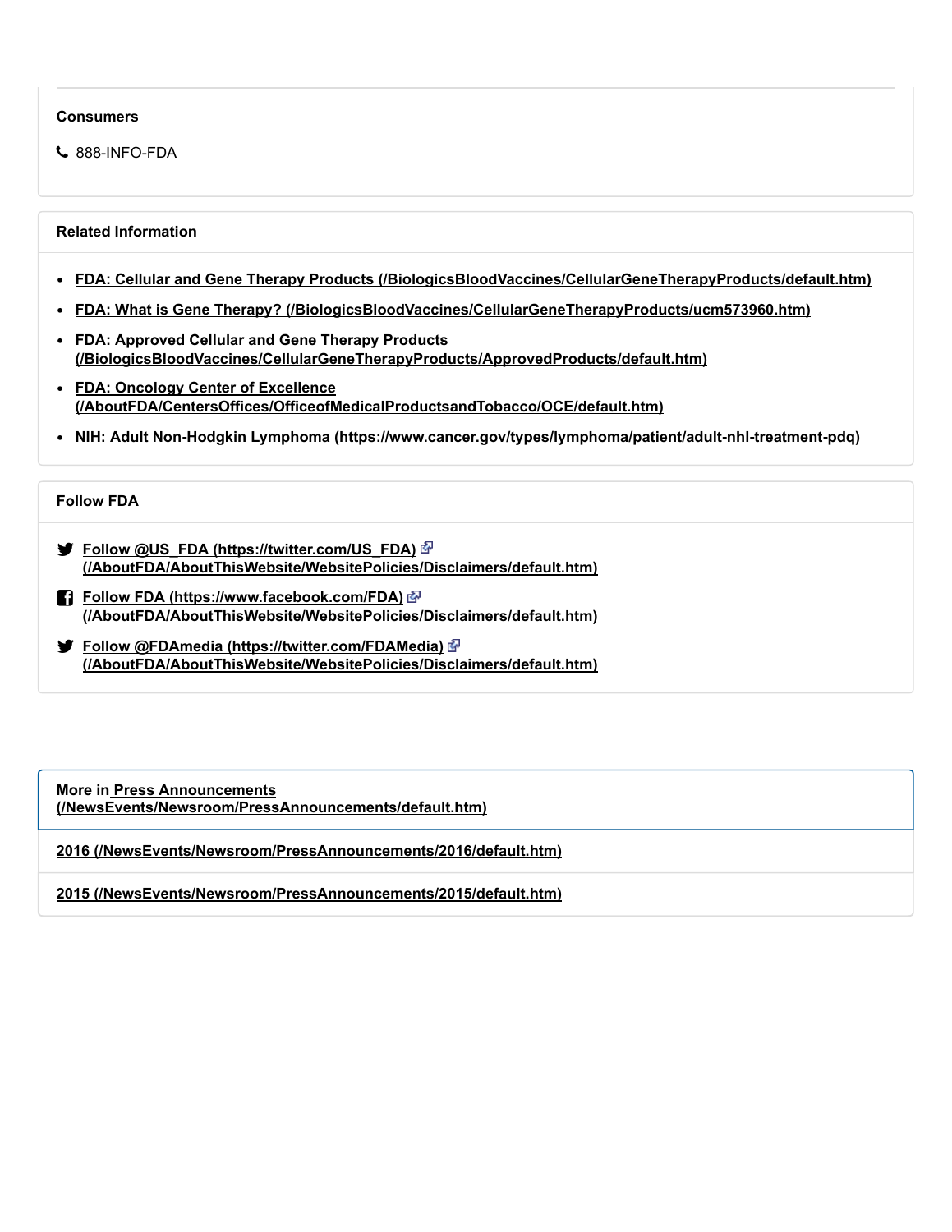### Consumers

📞 888-INFO-FDA

### Related Information

- FDA: Cellular and Gene Therapy Products (/BiologicsBloodVaccines/CellularGeneTherapyProducts/default.htm)
- FDA: What is Gene Therapy? (/BiologicsBloodVaccines/CellularGeneTherapyProducts/ucm573960.htm)
- FDA: Approved Cellular and Gene Therapy Products (/BiologicsBloodVaccines/CellularGeneTherapyProducts/ApprovedProducts/default.htm)
- FDA: Oncology Center of Excellence (/AboutFDA/CentersOffices/OfficeofMedicalProductsandTobacco/OCE/default.htm)
- NIH: Adult Non-Hodgkin Lymphoma (https://www.cancer.gov/types/lymphoma/patient/adult-nhl-treatment-pdq)

### Follow FDA

- Follow @US_FDA (https://twitter.com/US_FDA) (/AboutFDA/AboutThisWebsite/WebsitePolicies/Disclaimers/default.htm)
- Follow FDA (https://www.facebook.com/FDA) (/AboutFDA/AboutThisWebsite/WebsitePolicies/Disclaimers/default.htm)
- Follow @FDAmedia (https://twitter.com/FDAMedia) (/AboutFDA/AboutThisWebsite/WebsitePolicies/Disclaimers/default.htm)

### More in Press Announcements (/NewsEvents/Newsroom/PressAnnouncements/default.htm)

2016 (/NewsEvents/Newsroom/PressAnnouncements/2016/default.htm)

2015 (/NewsEvents/Newsroom/PressAnnouncements/2015/default.htm)